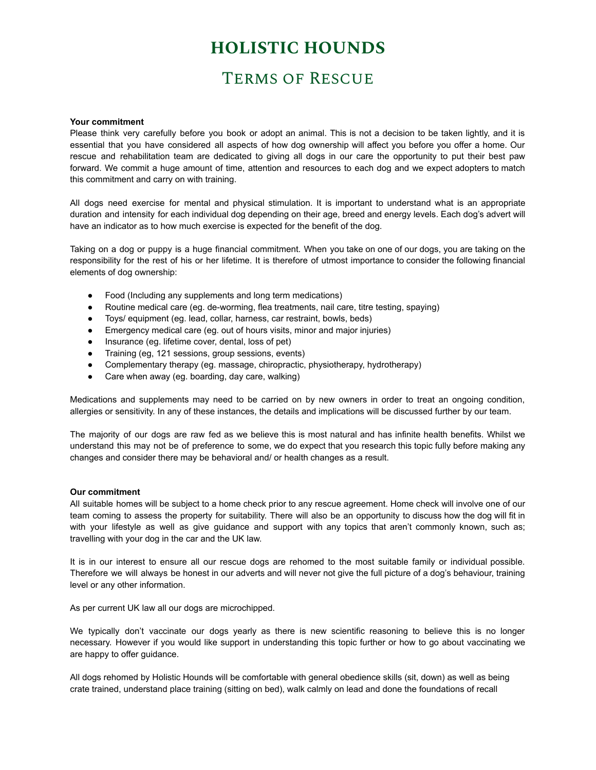# HOLISTIC HOUNDS

## Terms of Rescue

**Your commitment**

Please think very carefully before you book or adopt an animal. This is not a decision to be taken lightly, and it is essential that you have considered all aspects of how dog ownership will affect you before you offer a home. Our rescue and rehabilitation team are dedicated to giving all dogs in our care the opportunity to put their best paw forward. We commit a huge amount of time, attention and resources to each dog and we expect adopters to match this commitment and carry on with training.

All dogs need exercise for mental and physical stimulation. It is important to understand what is an appropriate duration and intensity for each individual dog depending on their age, breed and energy levels. Each dog's advert will have an indicator as to how much exercise is expected for the benefit of the dog.

Taking on a dog or puppy is a huge financial commitment. When you take on one of our dogs, you are taking on the responsibility for the rest of his or her lifetime. It is therefore of utmost importance to consider the following financial elements of dog ownership:

- Food (Including any supplements and long term medications)
- Routine medical care (eg. de-worming, flea treatments, nail care, titre testing, spaying)
- Toys/ equipment (eg. lead, collar, harness, car restraint, bowls, beds)
- Emergency medical care (eg. out of hours visits, minor and major injuries)
- Insurance (eg. lifetime cover, dental, loss of pet)
- Training (eg, 121 sessions, group sessions, events)
- Complementary therapy (eg. massage, chiropractic, physiotherapy, hydrotherapy)
- Care when away (eg. boarding, day care, walking)

Medications and supplements may need to be carried on by new owners in order to treat an ongoing condition, allergies or sensitivity. In any of these instances, the details and implications will be discussed further by our team.

The majority of our dogs are raw fed as we believe this is most natural and has infinite health benefits. Whilst we understand this may not be of preference to some, we do expect that you research this topic fully before making any changes and consider there may be behavioral and/ or health changes as a result.

**Our commitment**

All suitable homes will be subject to a home check prior to any rescue agreement. Home check will involve one of our team coming to assess the property for suitability. There will also be an opportunity to discuss how the dog will fit in with your lifestyle as well as give guidance and support with any topics that aren't commonly known, such as; travelling with your dog in the car and the UK law.

It is in our interest to ensure all our rescue dogs are rehomed to the most suitable family or individual possible. Therefore we will always be honest in our adverts and will never not give the full picture of a dog's behaviour, training level or any other information.

As per current UK law all our dogs are microchipped.

We typically don't vaccinate our dogs yearly as there is new scientific reasoning to believe this is no longer necessary. However if you would like support in understanding this topic further or how to go about vaccinating we are happy to offer guidance.

All dogs rehomed by Holistic Hounds will be comfortable with general obedience skills (sit, down) as well as being crate trained, understand place training (sitting on bed), walk calmly on lead and done the foundations of recall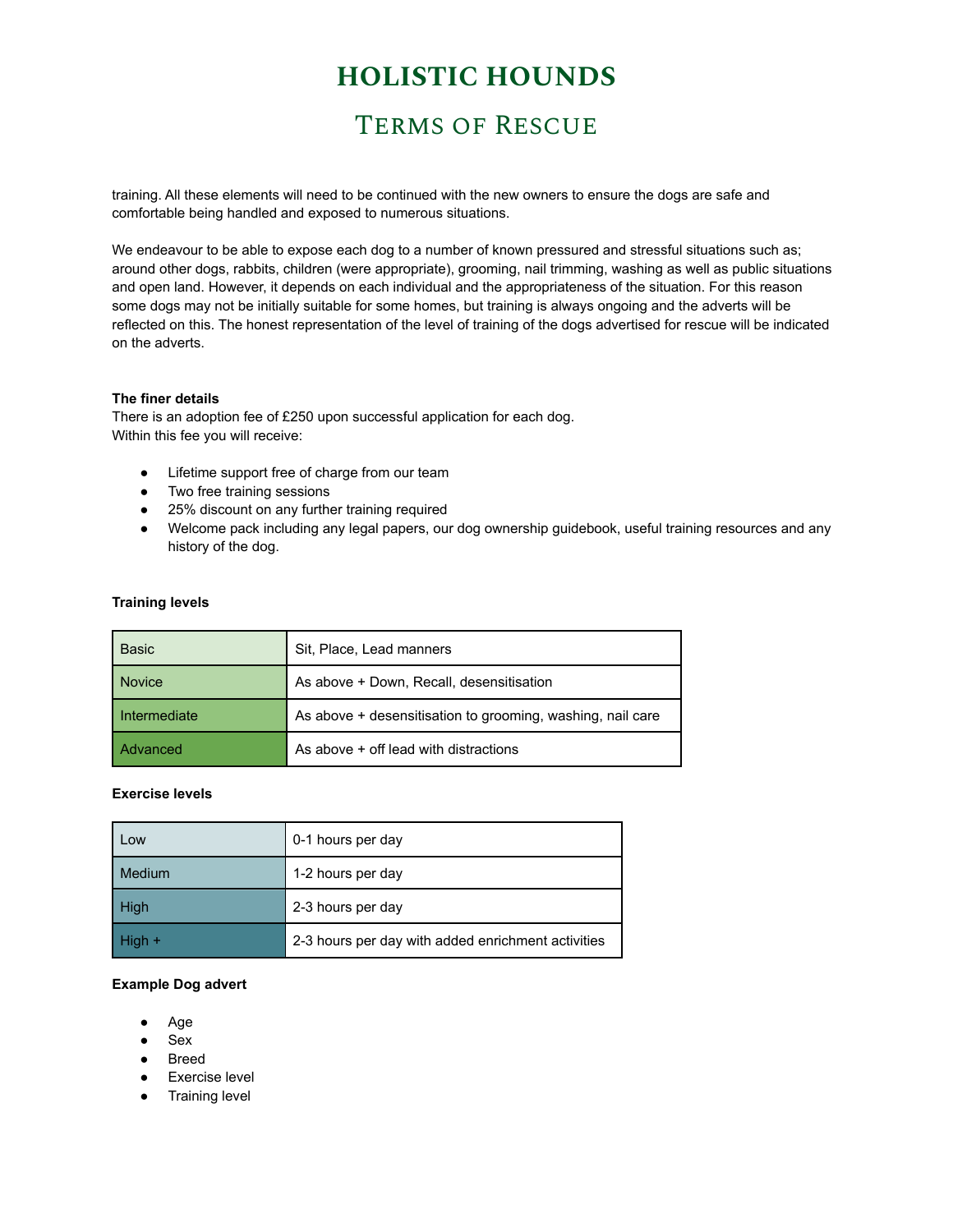training. All these elements will need to be continued with the new owners to ensure the dogs are safe and comfortable being handled and exposed to numerous situations.

We endeavour to be able to expose each dog to a number of known pressured and stressful situations such as; around other dogs, rabbits, children (were appropriate), grooming, nail trimming, washing as well as public situations and open land. However, it depends on each individual and the appropriateness of the situation. For this reason some dogs may not be initially suitable for some homes, but training is always ongoing and the adverts will be reflected on this. The honest representation of the level of training of the dogs advertised for rescue will be indicated on the adverts.

**The finer details**

There is an adoption fee of £250 upon successful application for each dog.
Within this fee you will receive:

- Lifetime support free of charge from our team
- Two free training sessions
- 25% discount on any further training required
- Welcome pack including any legal papers, our dog ownership guidebook, useful training resources and any history of the dog.

**Training levels**

| | |
|---|---|
| Basic | Sit, Place, Lead manners |
| Novice | As above + Down, Recall, desensitisation |
| Intermediate | As above + desensitisation to grooming, washing, nail care |
| Advanced | As above + off lead with distractions |

**Exercise levels**

| | |
|---|---|
| Low | 0-1 hours per day |
| Medium | 1-2 hours per day |
| High | 2-3 hours per day |
| High + | 2-3 hours per day with added enrichment activities |

**Example Dog advert**

- Age
- Sex
- Breed
- Exercise level
- Training level